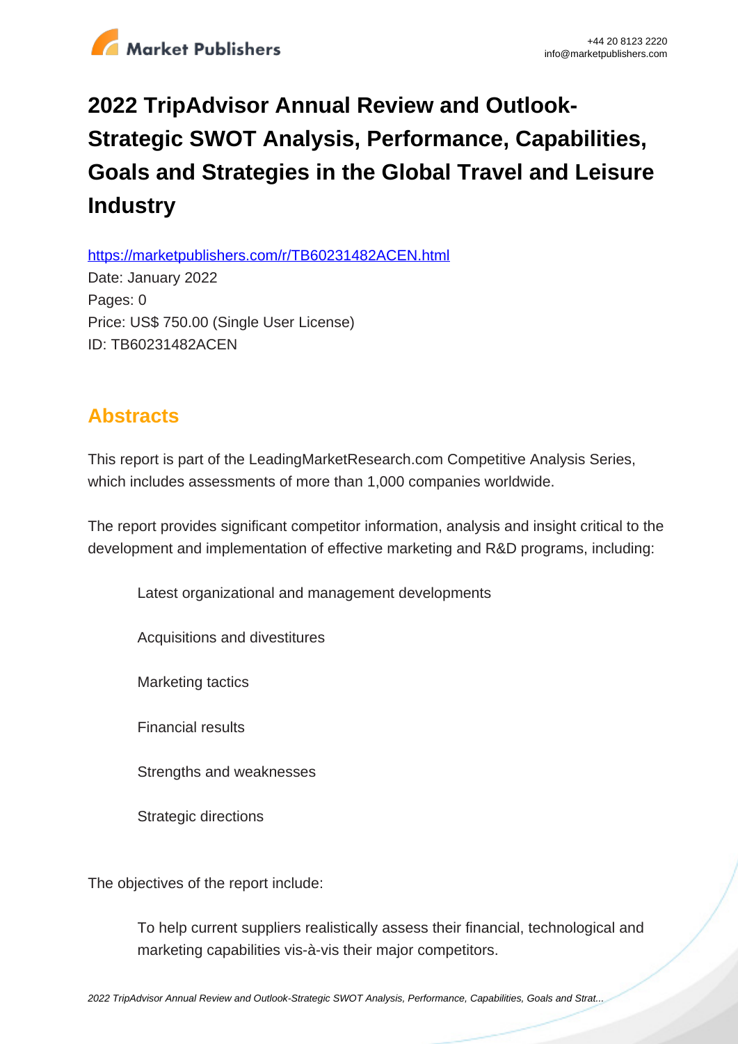# 2022 TripAdvisor Annual Review and Outlook-Strategic SWOT Analysis, Performance, Capabilities, Goals and Strategies in the Global Travel and Leisure Industry

https://marketpublishers.com/r/TB60231482ACEN.html

Date: January 2022

Pages: 0

Price: US$ 750.00 (Single User License)

ID: TB60231482ACEN

## Abstracts

This report is part of the LeadingMarketResearch.com Competitive Analysis Series, which includes assessments of more than 1,000 companies worldwide.

The report provides significant competitor information, analysis and insight critical to the development and implementation of effective marketing and R&D programs, including:

- Latest organizational and management developments
- Acquisitions and divestitures
- Marketing tactics
- Financial results
- Strengths and weaknesses
- Strategic directions

The objectives of the report include:

- To help current suppliers realistically assess their financial, technological and marketing capabilities vis-à-vis their major competitors.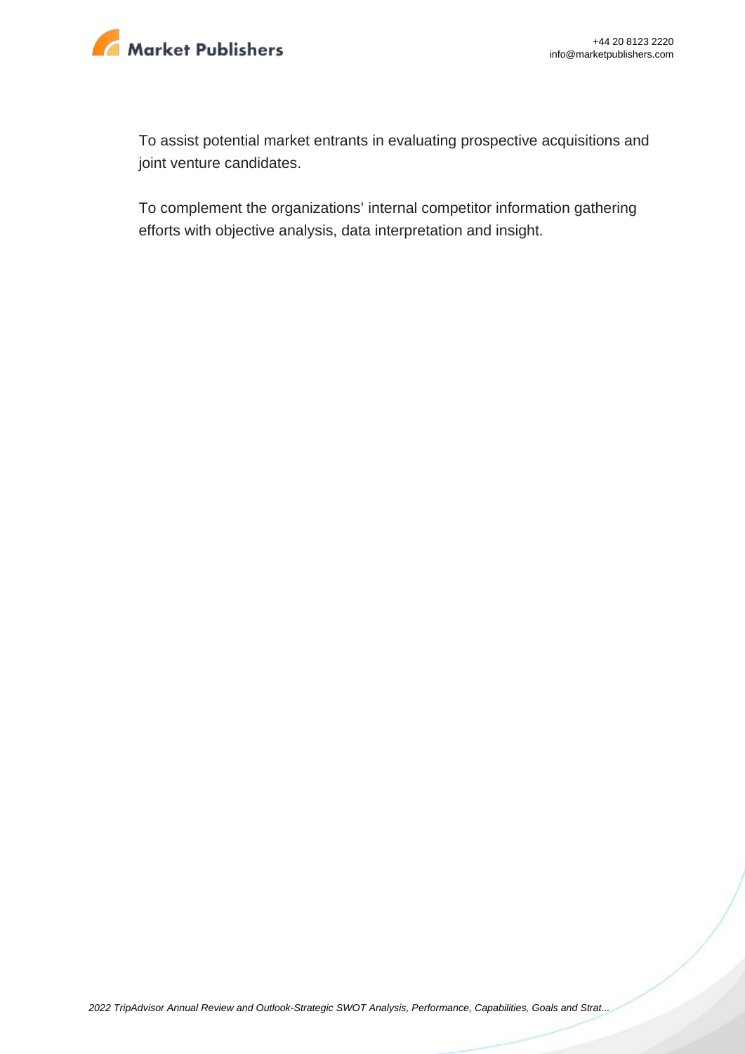To assist potential market entrants in evaluating prospective acquisitions and joint venture candidates.

To complement the organizations' internal competitor information gathering efforts with objective analysis, data interpretation and insight.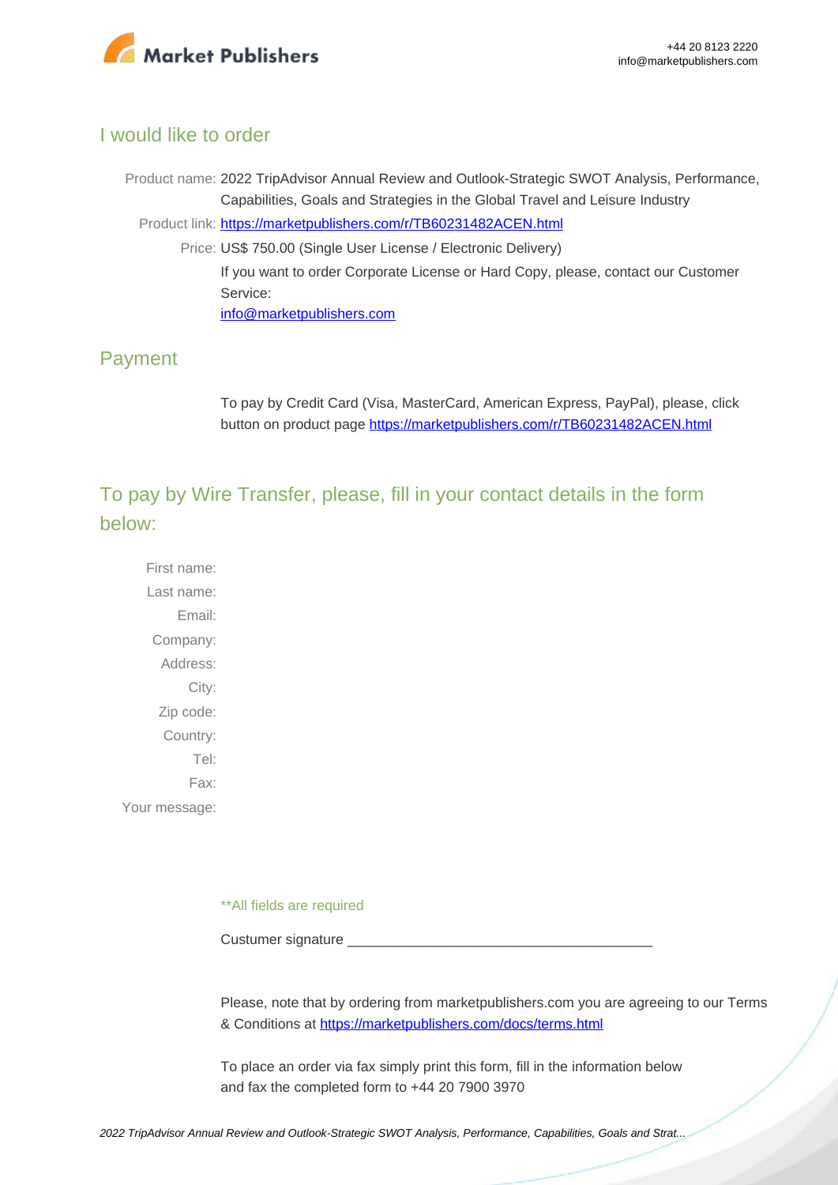## I would like to order

Product name: 2022 TripAdvisor Annual Review and Outlook-Strategic SWOT Analysis, Performance, Capabilities, Goals and Strategies in the Global Travel and Leisure Industry

Product link: https://marketpublishers.com/r/TB60231482ACEN.html

Price: US$ 750.00 (Single User License / Electronic Delivery)

If you want to order Corporate License or Hard Copy, please, contact our Customer Service:

info@marketpublishers.com

## Payment

To pay by Credit Card (Visa, MasterCard, American Express, PayPal), please, click button on product page https://marketpublishers.com/r/TB60231482ACEN.html

## To pay by Wire Transfer, please, fill in your contact details in the form below:

First name:

Last name:

Email:

Company:

Address:

City:

Zip code:

Country:

Tel:

Fax:

Your message:

**All fields are required

Custumer signature _______________________________________

Please, note that by ordering from marketpublishers.com you are agreeing to our Terms & Conditions at https://marketpublishers.com/docs/terms.html

To place an order via fax simply print this form, fill in the information below and fax the completed form to +44 20 7900 3970